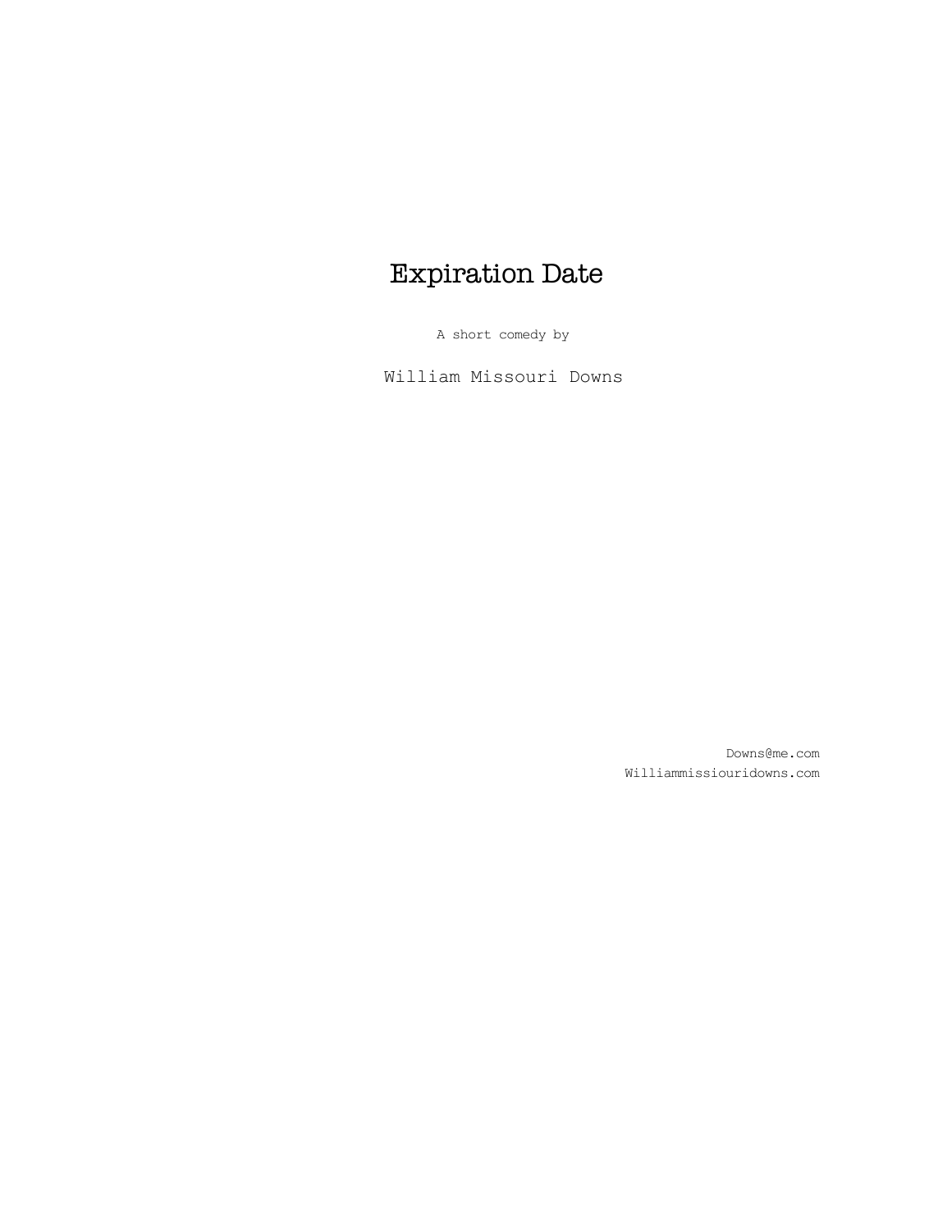# Expiration Date

A short comedy by

William Missouri Downs

Downs@me.com
Williammissiouridowns.com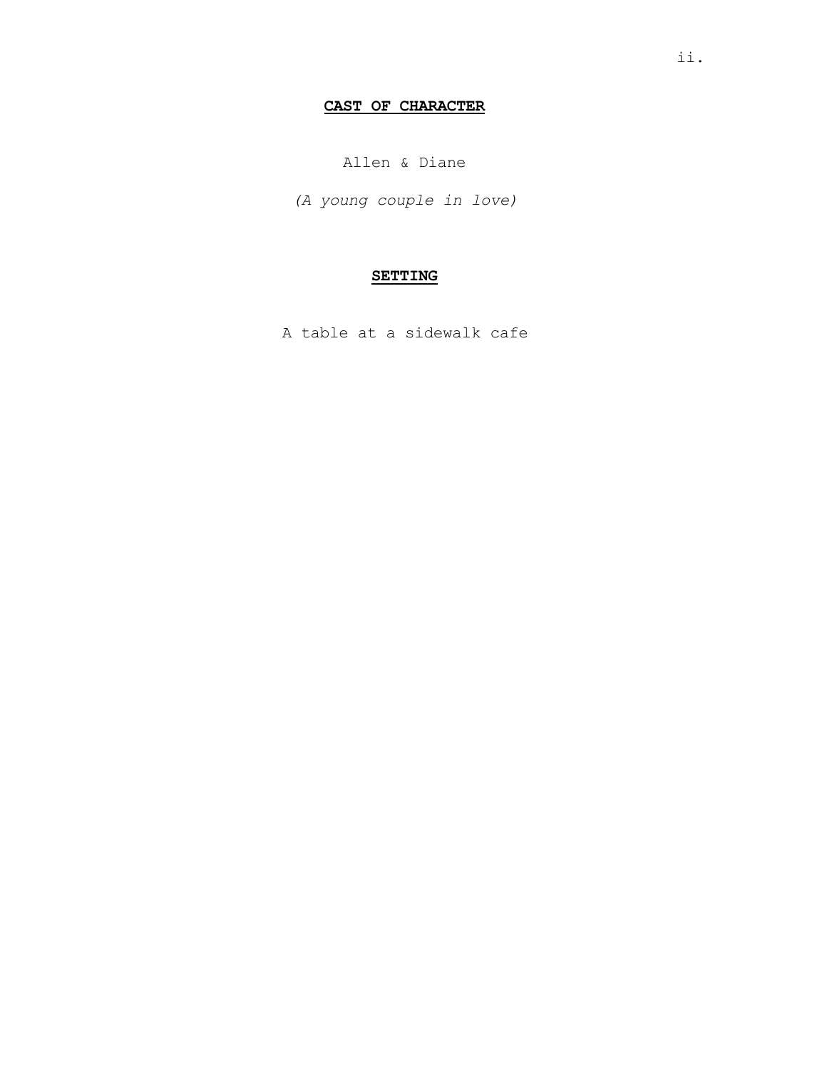## CAST OF CHARACTER

Allen & Diane

*(A young couple in love)*

## SETTING

A table at a sidewalk cafe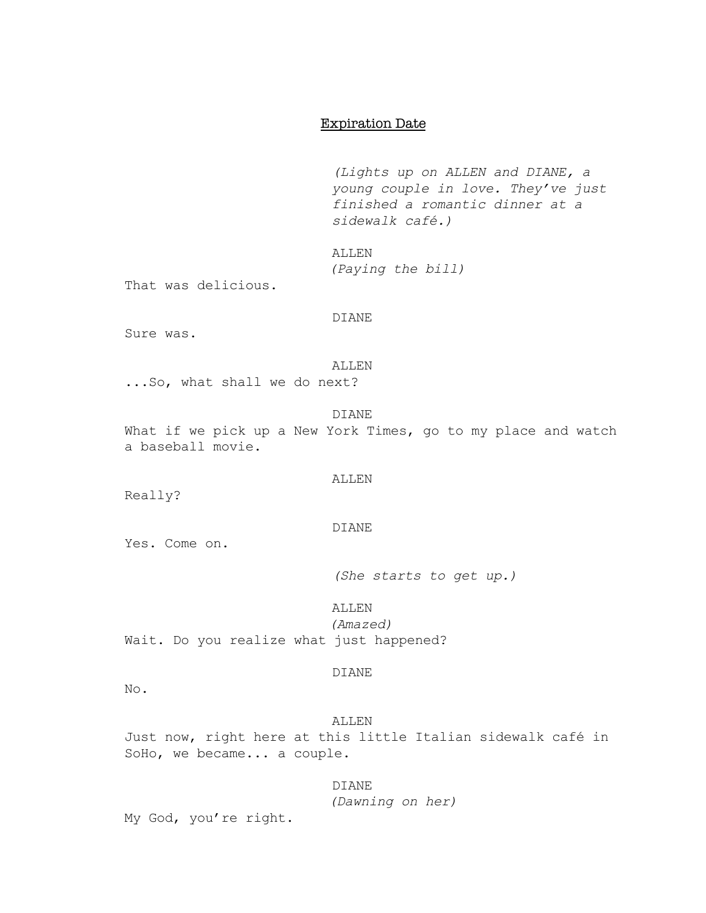## Expiration Date

*(Lights up on ALLEN and DIANE, a young couple in love. They've just finished a romantic dinner at a sidewalk café.)*

ALLEN
*(Paying the bill)*
That was delicious.

DIANE
Sure was.

ALLEN
...So, what shall we do next?

DIANE
What if we pick up a New York Times, go to my place and watch a baseball movie.

ALLEN
Really?

DIANE
Yes. Come on.

*(She starts to get up.)*

ALLEN
*(Amazed)*
Wait. Do you realize what just happened?

DIANE
No.

ALLEN
Just now, right here at this little Italian sidewalk café in SoHo, we became... a couple.

DIANE
*(Dawning on her)*
My God, you're right.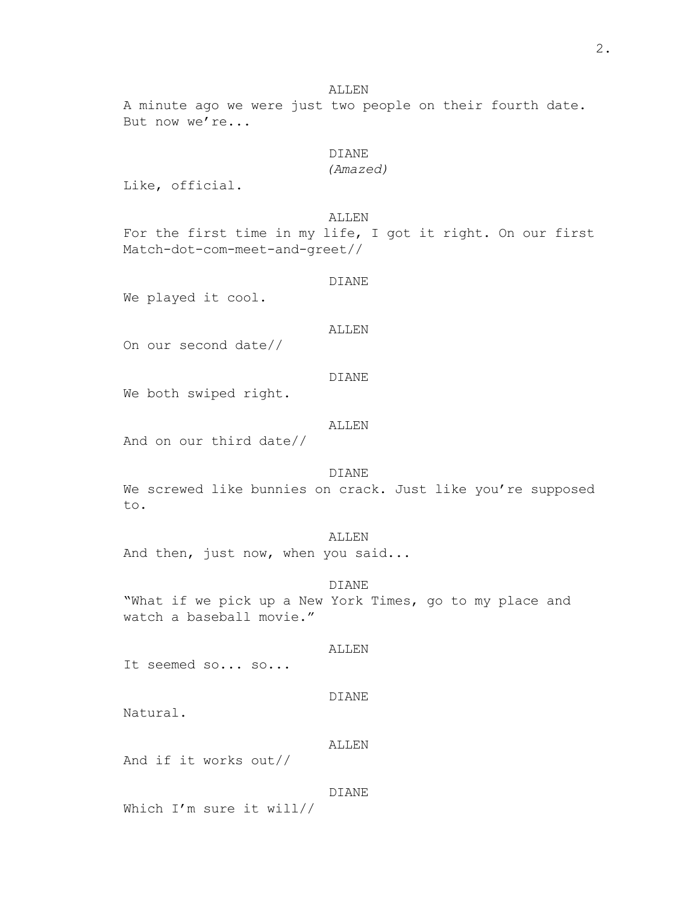ALLEN

A minute ago we were just two people on their fourth date. But now we're...

DIANE

*(Amazed)*

Like, official.

ALLEN

For the first time in my life, I got it right. On our first Match-dot-com-meet-and-greet//

DIANE

We played it cool.

ALLEN

On our second date//

DIANE

We both swiped right.

ALLEN

And on our third date//

DIANE

We screwed like bunnies on crack. Just like you're supposed to.

ALLEN

And then, just now, when you said...

DIANE

"What if we pick up a New York Times, go to my place and watch a baseball movie."

ALLEN

It seemed so... so...

DIANE

Natural.

ALLEN

And if it works out//

DIANE

Which I'm sure it will//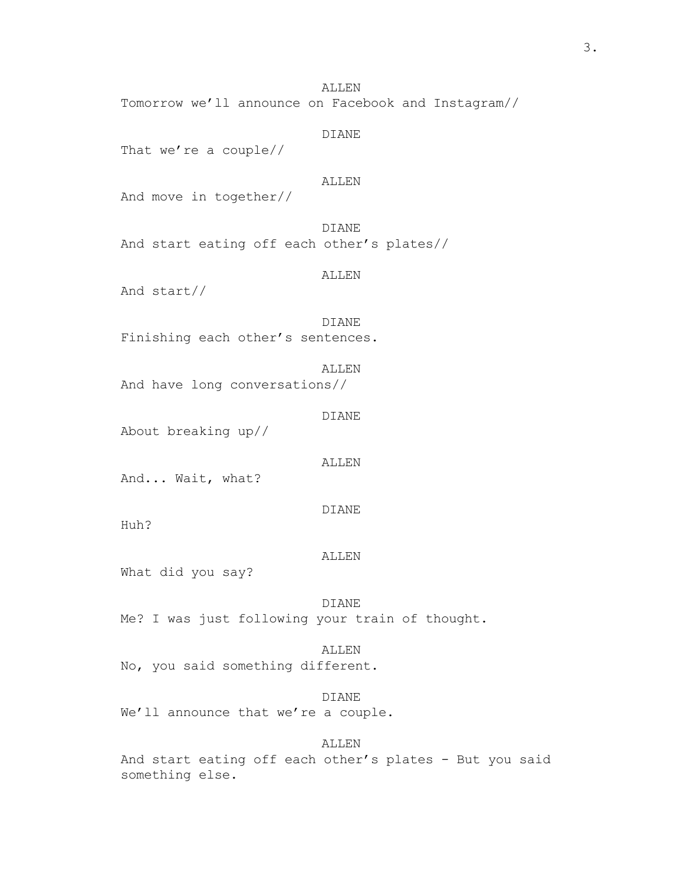ALLEN

Tomorrow we'll announce on Facebook and Instagram//

DIANE

That we're a couple//

ALLEN

And move in together//

DIANE

And start eating off each other's plates//

ALLEN

And start//

DIANE

Finishing each other's sentences.

ALLEN

And have long conversations//

DIANE

About breaking up//

ALLEN

And... Wait, what?

DIANE

Huh?

ALLEN

What did you say?

DIANE

Me? I was just following your train of thought.

ALLEN

No, you said something different.

DIANE

We'll announce that we're a couple.

ALLEN

And start eating off each other's plates - But you said something else.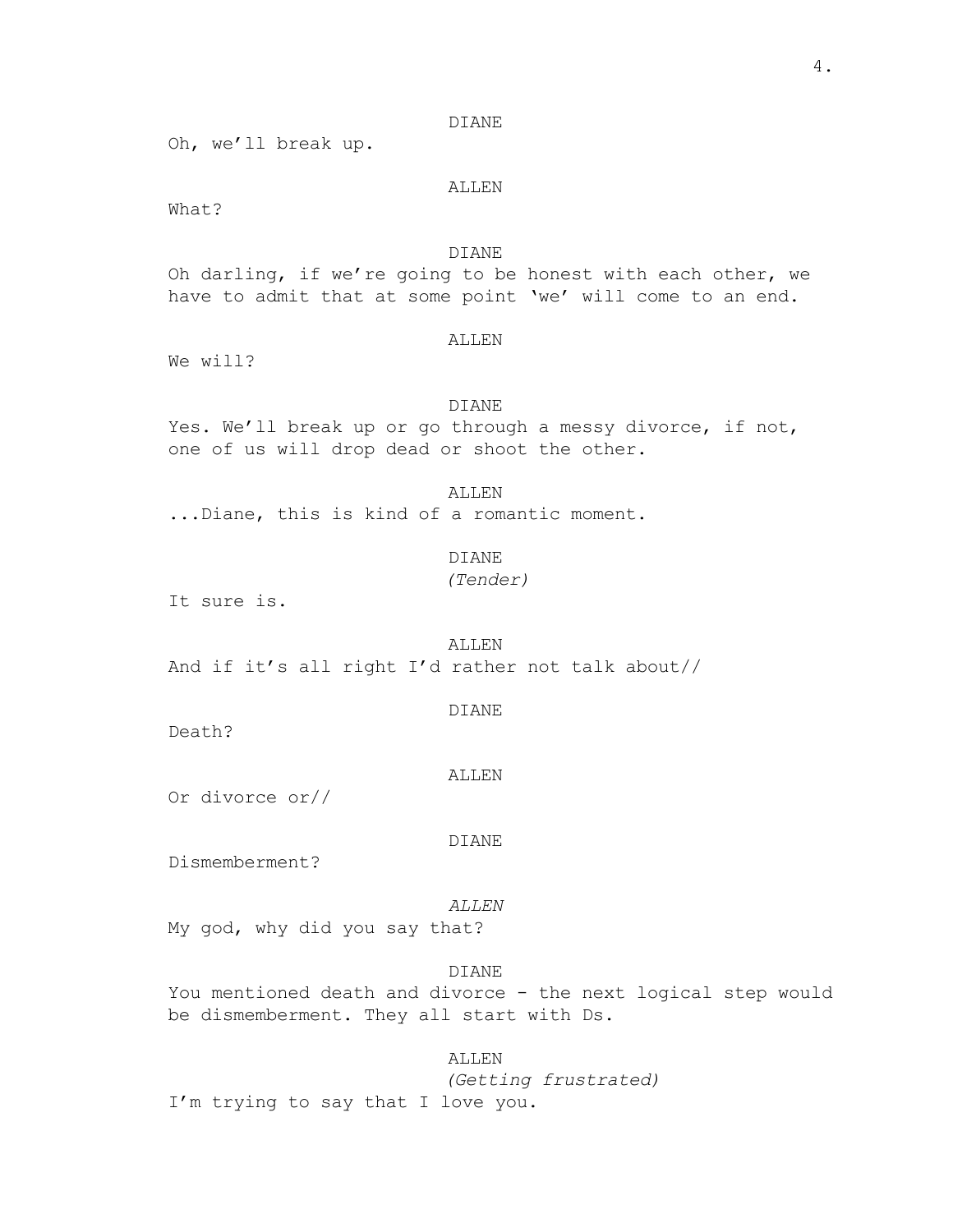DIANE

Oh, we'll break up.

ALLEN

What?

DIANE

Oh darling, if we're going to be honest with each other, we have to admit that at some point 'we' will come to an end.

ALLEN

We will?

DIANE

Yes. We'll break up or go through a messy divorce, if not, one of us will drop dead or shoot the other.

ALLEN

...Diane, this is kind of a romantic moment.

DIANE

*(Tender)*

It sure is.

ALLEN

And if it's all right I'd rather not talk about//

DIANE

Death?

ALLEN

Or divorce or//

DIANE

Dismemberment?

*ALLEN*

My god, why did you say that?

DIANE

You mentioned death and divorce - the next logical step would be dismemberment. They all start with Ds.

ALLEN

*(Getting frustrated)*

I'm trying to say that I love you.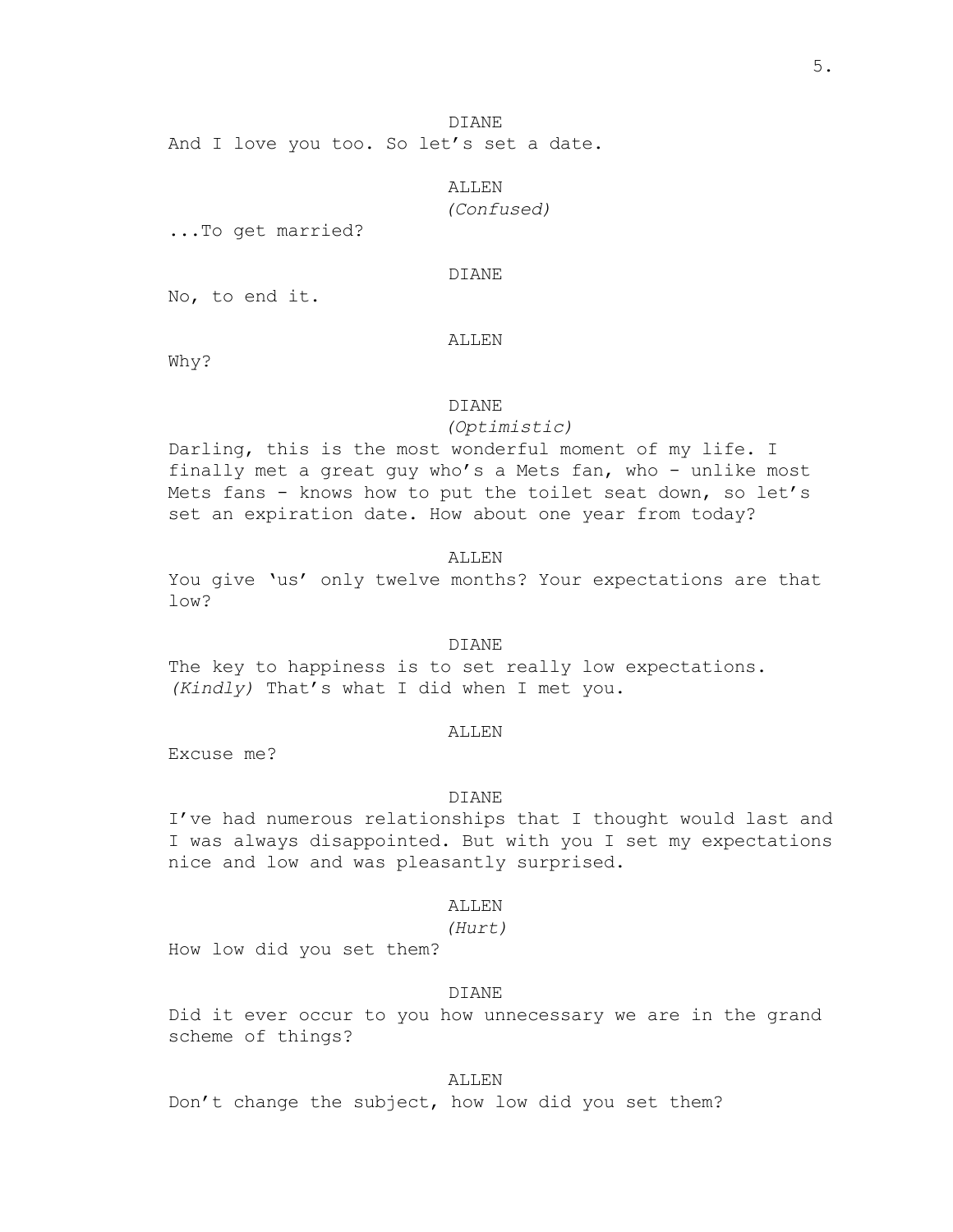DIANE

And I love you too. So let's set a date.

ALLEN

*(Confused)*

...To get married?

DIANE

No, to end it.

ALLEN

Why?

DIANE

*(Optimistic)*

Darling, this is the most wonderful moment of my life. I finally met a great guy who's a Mets fan, who - unlike most Mets fans - knows how to put the toilet seat down, so let's set an expiration date. How about one year from today?

ALLEN

You give 'us' only twelve months? Your expectations are that low?

DIANE

The key to happiness is to set really low expectations. *(Kindly)* That's what I did when I met you.

ALLEN

Excuse me?

DIANE

I've had numerous relationships that I thought would last and I was always disappointed. But with you I set my expectations nice and low and was pleasantly surprised.

ALLEN

*(Hurt)*

How low did you set them?

DIANE

Did it ever occur to you how unnecessary we are in the grand scheme of things?

ALLEN

Don't change the subject, how low did you set them?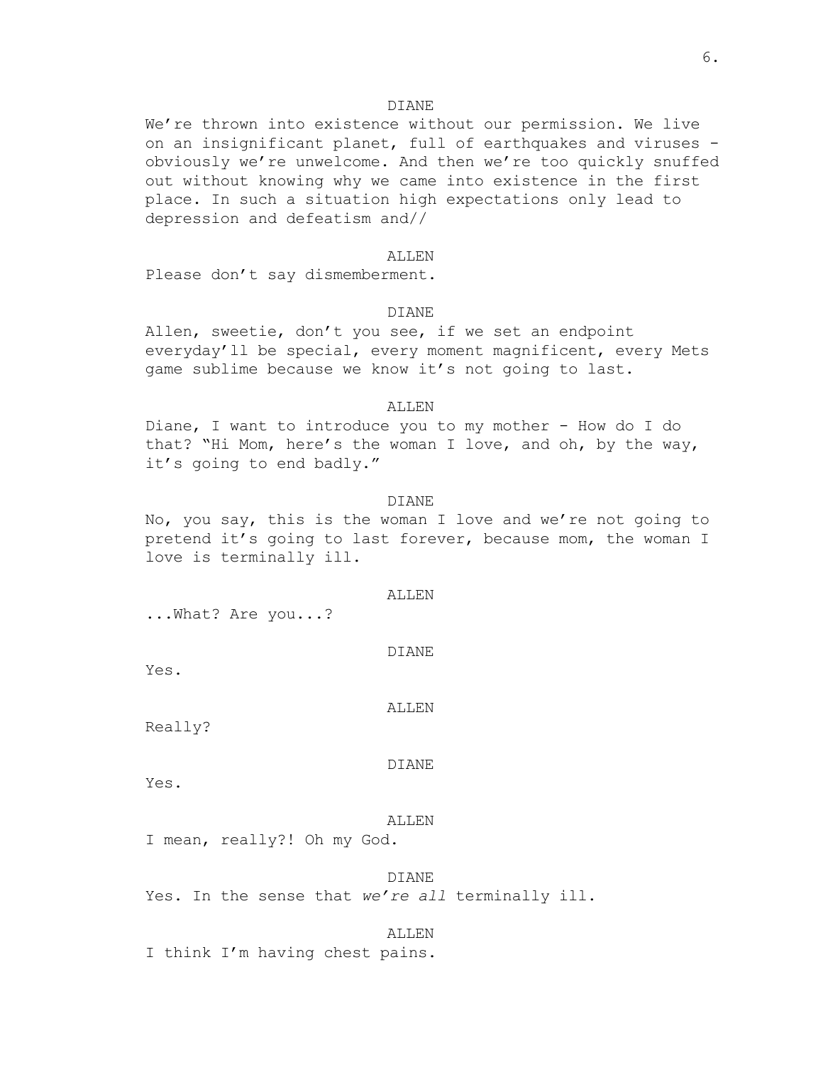DIANE

We're thrown into existence without our permission. We live on an insignificant planet, full of earthquakes and viruses - obviously we're unwelcome. And then we're too quickly snuffed out without knowing why we came into existence in the first place. In such a situation high expectations only lead to depression and defeatism and//

ALLEN

Please don't say dismemberment.

DIANE

Allen, sweetie, don't you see, if we set an endpoint everyday'll be special, every moment magnificent, every Mets game sublime because we know it's not going to last.

ALLEN

Diane, I want to introduce you to my mother - How do I do that? "Hi Mom, here's the woman I love, and oh, by the way, it's going to end badly."

DIANE

No, you say, this is the woman I love and we're not going to pretend it's going to last forever, because mom, the woman I love is terminally ill.

ALLEN

...What? Are you...?

DIANE

Yes.

ALLEN

Really?

DIANE

Yes.

ALLEN

I mean, really?! Oh my God.

DIANE

Yes. In the sense that *we're all* terminally ill.

ALLEN

I think I'm having chest pains.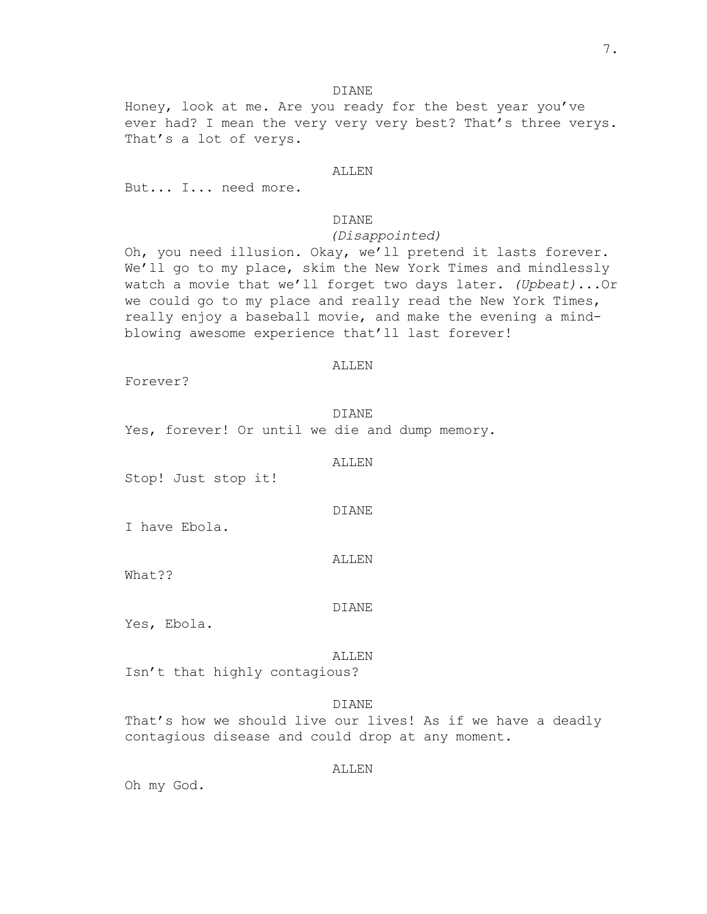DIANE

Honey, look at me. Are you ready for the best year you've ever had? I mean the very very very best? That's three verys. That's a lot of verys.

ALLEN

But... I... need more.

DIANE

*(Disappointed)*

Oh, you need illusion. Okay, we'll pretend it lasts forever. We'll go to my place, skim the New York Times and mindlessly watch a movie that we'll forget two days later. *(Upbeat)*...Or we could go to my place and really read the New York Times, really enjoy a baseball movie, and make the evening a mind-blowing awesome experience that'll last forever!

ALLEN

Forever?

DIANE

Yes, forever! Or until we die and dump memory.

ALLEN

Stop! Just stop it!

DIANE

I have Ebola.

ALLEN

What??

DIANE

Yes, Ebola.

ALLEN

Isn't that highly contagious?

DIANE

That's how we should live our lives! As if we have a deadly contagious disease and could drop at any moment.

ALLEN

Oh my God.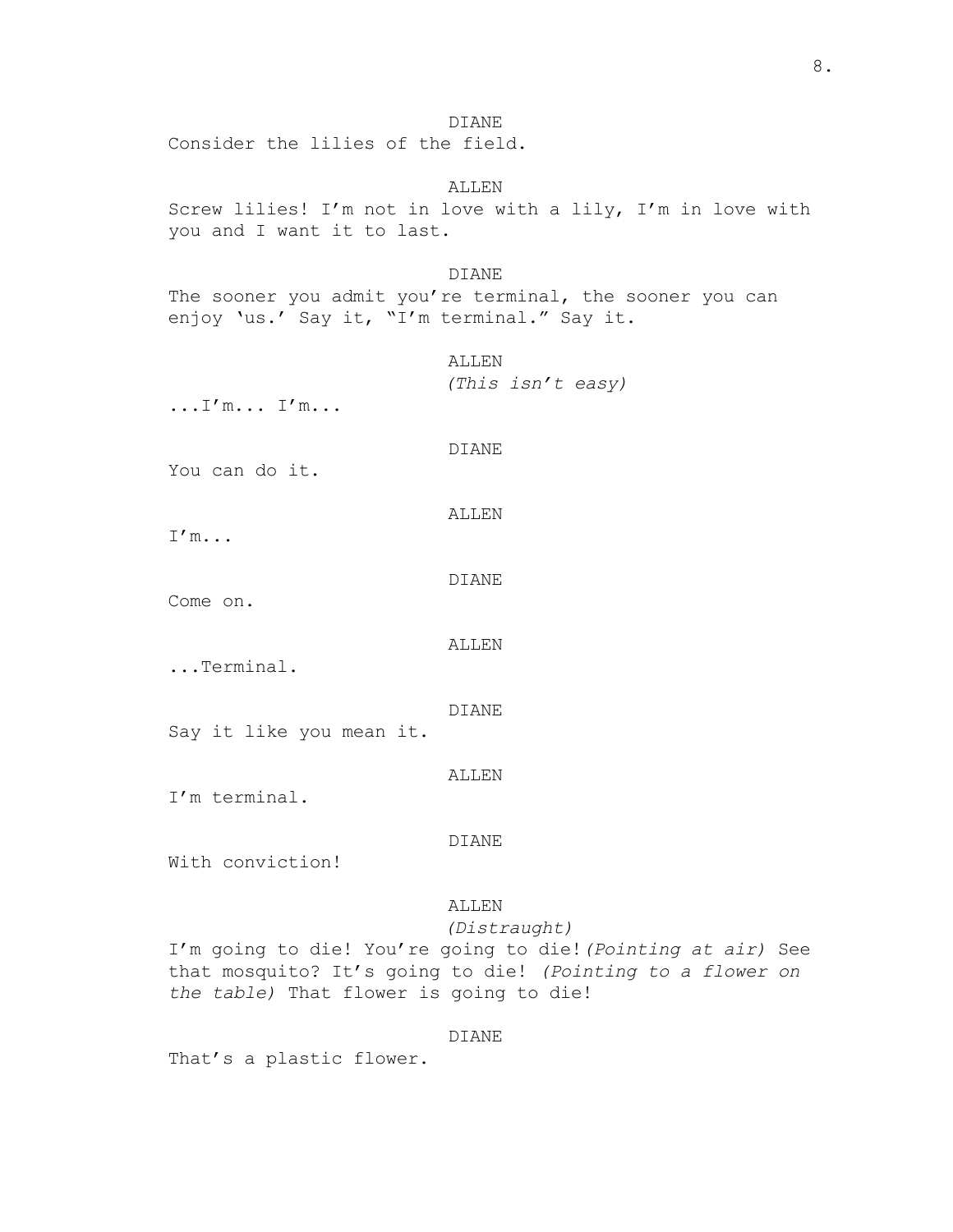DIANE

Consider the lilies of the field.

ALLEN

Screw lilies! I'm not in love with a lily, I'm in love with you and I want it to last.

DIANE

The sooner you admit you're terminal, the sooner you can enjoy 'us.' Say it, "I'm terminal." Say it.

ALLEN

*(This isn't easy)*

...I'm... I'm...

DIANE

You can do it.

ALLEN

I'm...

DIANE

Come on.

ALLEN

...Terminal.

DIANE

Say it like you mean it.

ALLEN

I'm terminal.

DIANE

With conviction!

ALLEN

*(Distraught)*

I'm going to die! You're going to die! *(Pointing at air)* See that mosquito? It's going to die! *(Pointing to a flower on the table)* That flower is going to die!

DIANE

That's a plastic flower.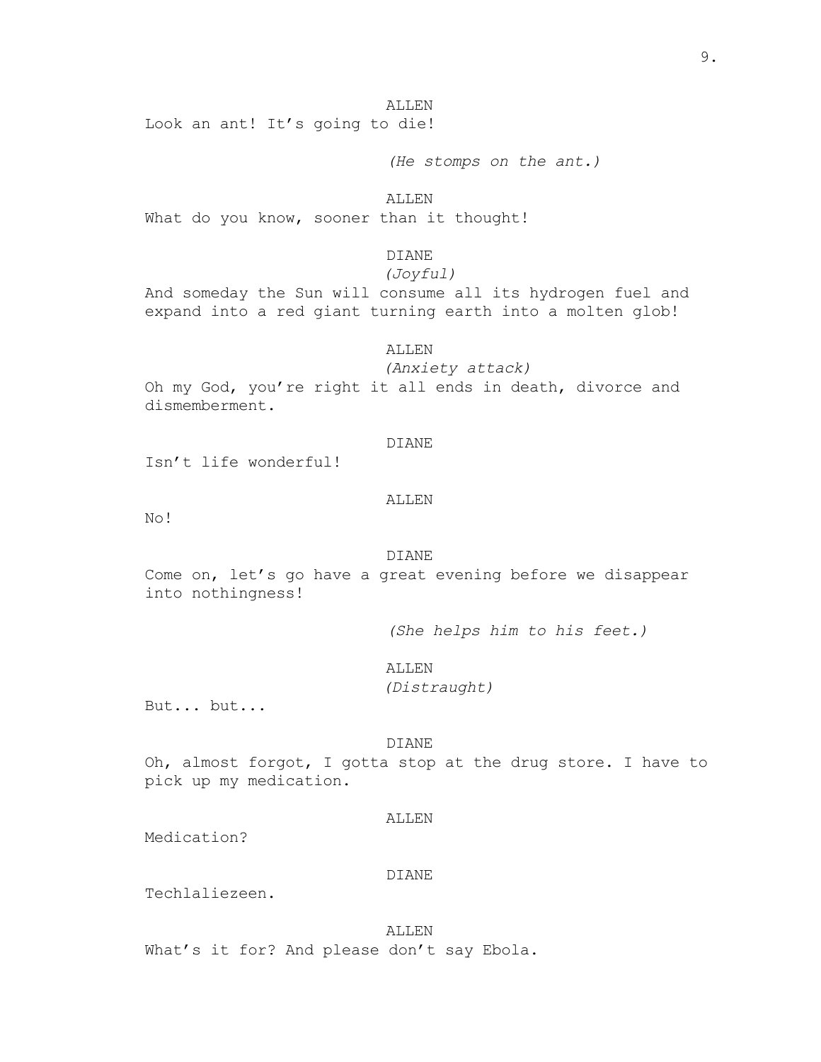ALLEN

Look an ant! It's going to die!

*(He stomps on the ant.)*

ALLEN

What do you know, sooner than it thought!

DIANE

*(Joyful)*

And someday the Sun will consume all its hydrogen fuel and expand into a red giant turning earth into a molten glob!

ALLEN

*(Anxiety attack)*

Oh my God, you're right it all ends in death, divorce and dismemberment.

DIANE

Isn't life wonderful!

ALLEN

No!

DIANE

Come on, let's go have a great evening before we disappear into nothingness!

*(She helps him to his feet.)*

ALLEN

*(Distraught)*

But... but...

DIANE

Oh, almost forgot, I gotta stop at the drug store. I have to pick up my medication.

ALLEN

Medication?

DIANE

Techlaliezeen.

ALLEN

What's it for? And please don't say Ebola.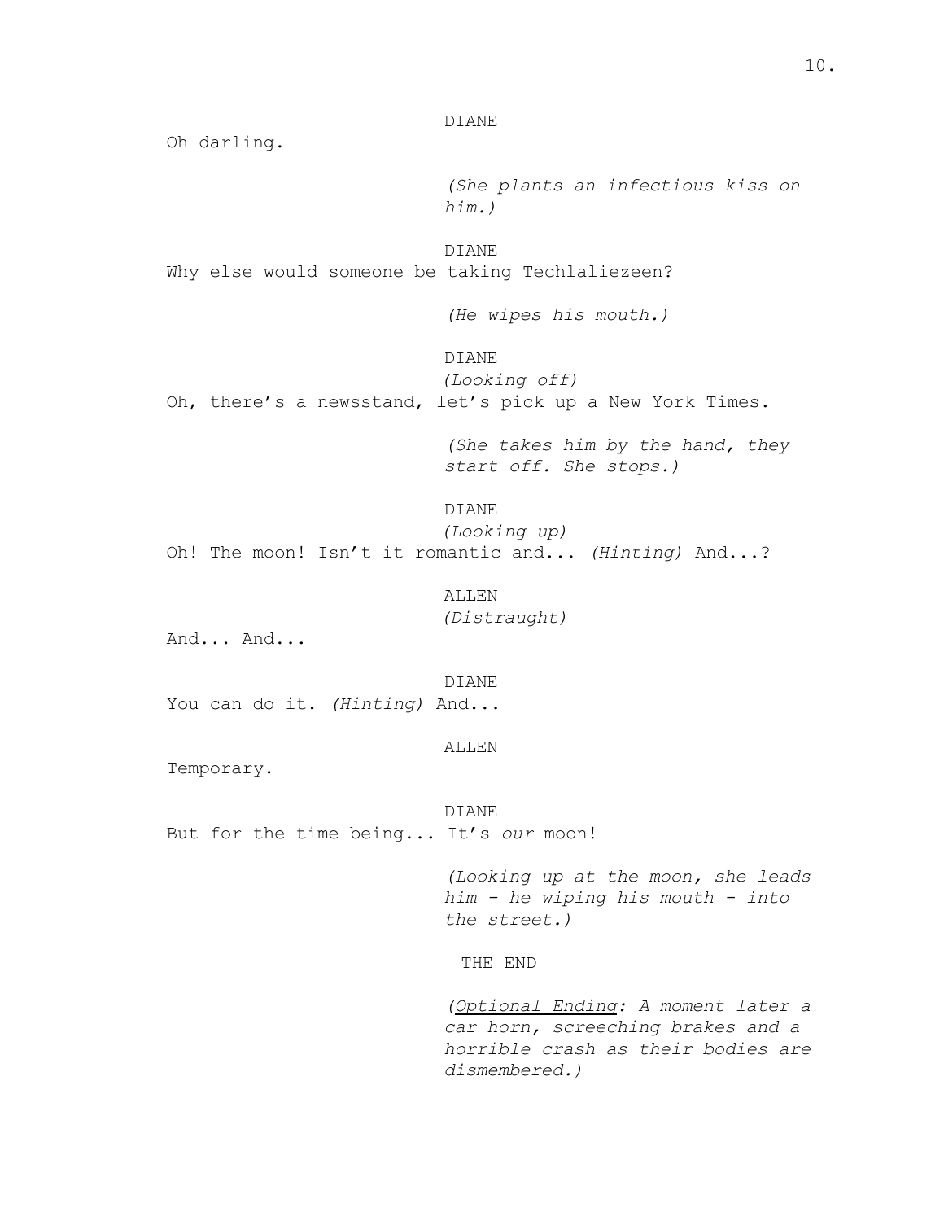DIANE

Oh darling.

*(She plants an infectious kiss on him.)*

DIANE

Why else would someone be taking Techlaliezeen?

*(He wipes his mouth.)*

DIANE

*(Looking off)*

Oh, there's a newsstand, let's pick up a New York Times.

*(She takes him by the hand, they start off. She stops.)*

DIANE

*(Looking up)*

Oh! The moon! Isn't it romantic and... *(Hinting)* And...?

ALLEN

*(Distraught)*

And... And...

DIANE

You can do it. *(Hinting)* And...

ALLEN

Temporary.

DIANE

But for the time being... It's *our* moon!

*(Looking up at the moon, she leads him - he wiping his mouth - into the street.)*

THE END

*(<u>Optional Ending</u>: A moment later a car horn, screeching brakes and a horrible crash as their bodies are dismembered.)*